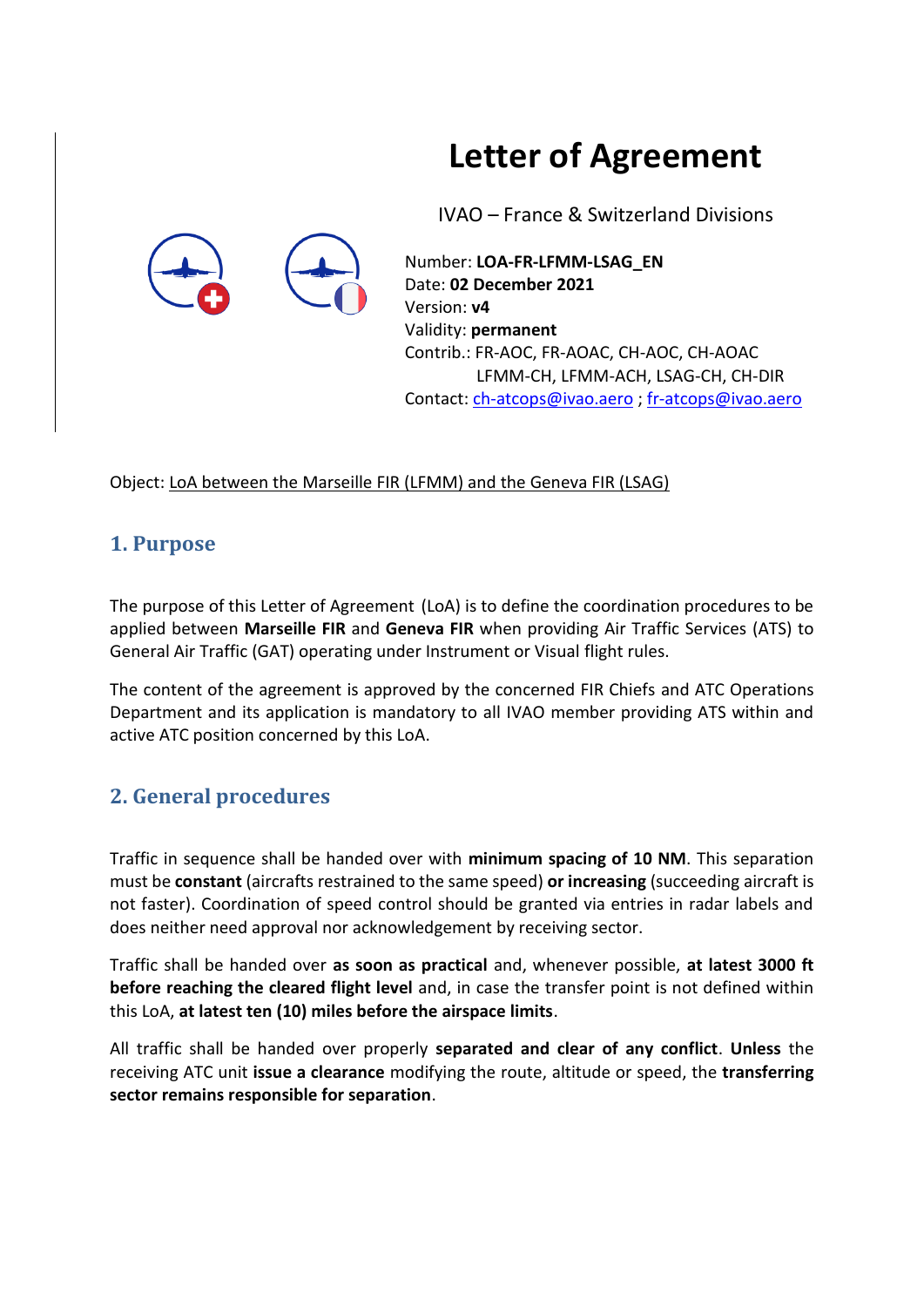# Letter of Agreement

IVAO – France & Switzerland Divisions

Number: **LOA-FR-LFMM-LSAG_EN**
Date: **02 December 2021**
Version: **v4**
Validity: **permanent**
Contrib.: FR-AOC, FR-AOAC, CH-AOC, CH-AOAC
LFMM-CH, LFMM-ACH, LSAG-CH, CH-DIR
Contact: ch-atcops@ivao.aero ; fr-atcops@ivao.aero

Object: LoA between the Marseille FIR (LFMM) and the Geneva FIR (LSAG)

## 1. Purpose

The purpose of this Letter of Agreement (LoA) is to define the coordination procedures to be applied between **Marseille FIR** and **Geneva FIR** when providing Air Traffic Services (ATS) to General Air Traffic (GAT) operating under Instrument or Visual flight rules.

The content of the agreement is approved by the concerned FIR Chiefs and ATC Operations Department and its application is mandatory to all IVAO member providing ATS within and active ATC position concerned by this LoA.

## 2. General procedures

Traffic in sequence shall be handed over with **minimum spacing of 10 NM**. This separation must be **constant** (aircrafts restrained to the same speed) **or increasing** (succeeding aircraft is not faster). Coordination of speed control should be granted via entries in radar labels and does neither need approval nor acknowledgement by receiving sector.

Traffic shall be handed over **as soon as practical** and, whenever possible, **at latest 3000 ft before reaching the cleared flight level** and, in case the transfer point is not defined within this LoA, **at latest ten (10) miles before the airspace limits**.

All traffic shall be handed over properly **separated and clear of any conflict**. **Unless** the receiving ATC unit **issue a clearance** modifying the route, altitude or speed, the **transferring sector remains responsible for separation**.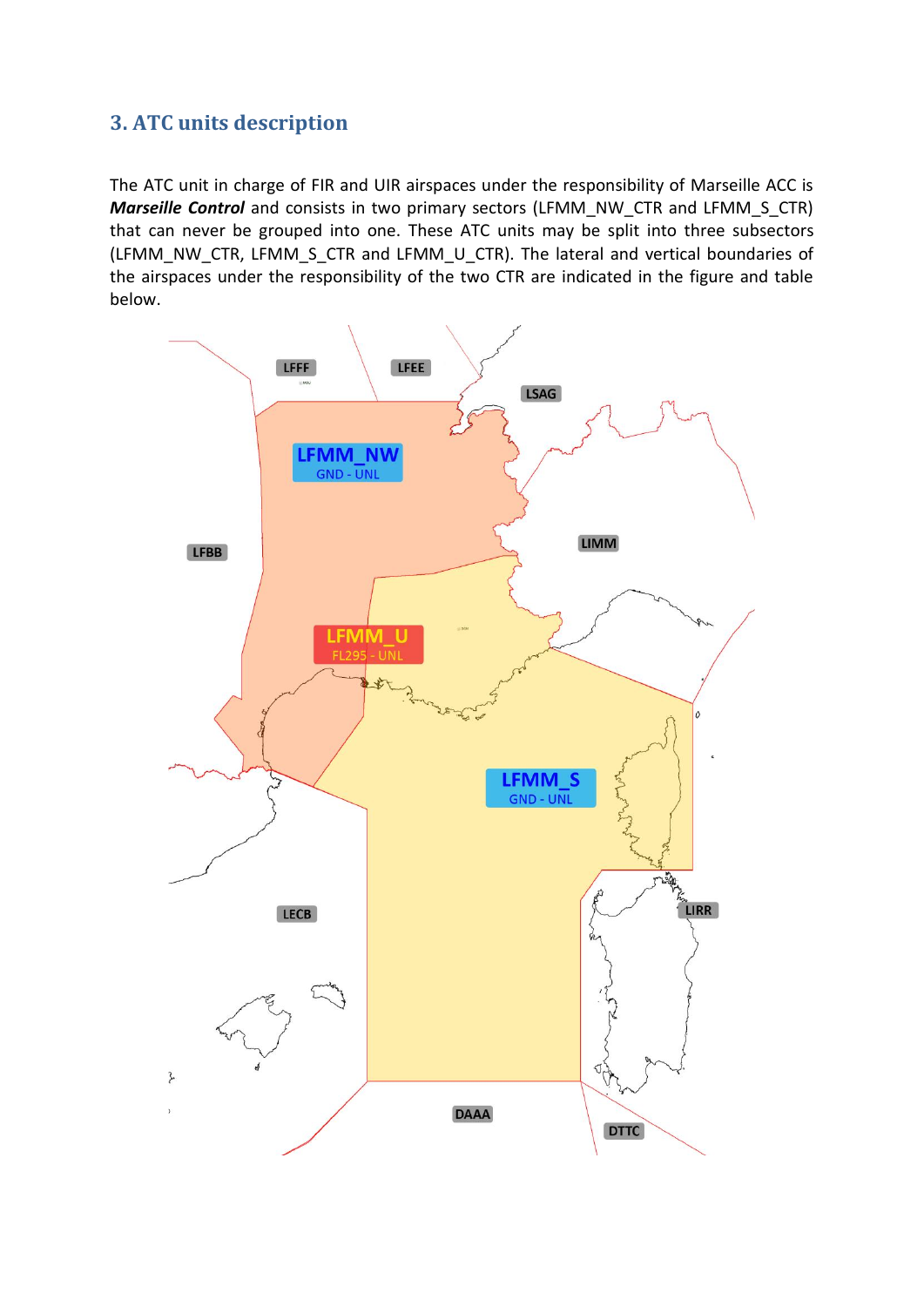## 3. ATC units description

The ATC unit in charge of FIR and UIR airspaces under the responsibility of Marseille ACC is ***Marseille Control*** and consists in two primary sectors (LFMM_NW_CTR and LFMM_S_CTR) that can never be grouped into one. These ATC units may be split into three subsectors (LFMM_NW_CTR, LFMM_S_CTR and LFMM_U_CTR). The lateral and vertical boundaries of the airspaces under the responsibility of the two CTR are indicated in the figure and table below.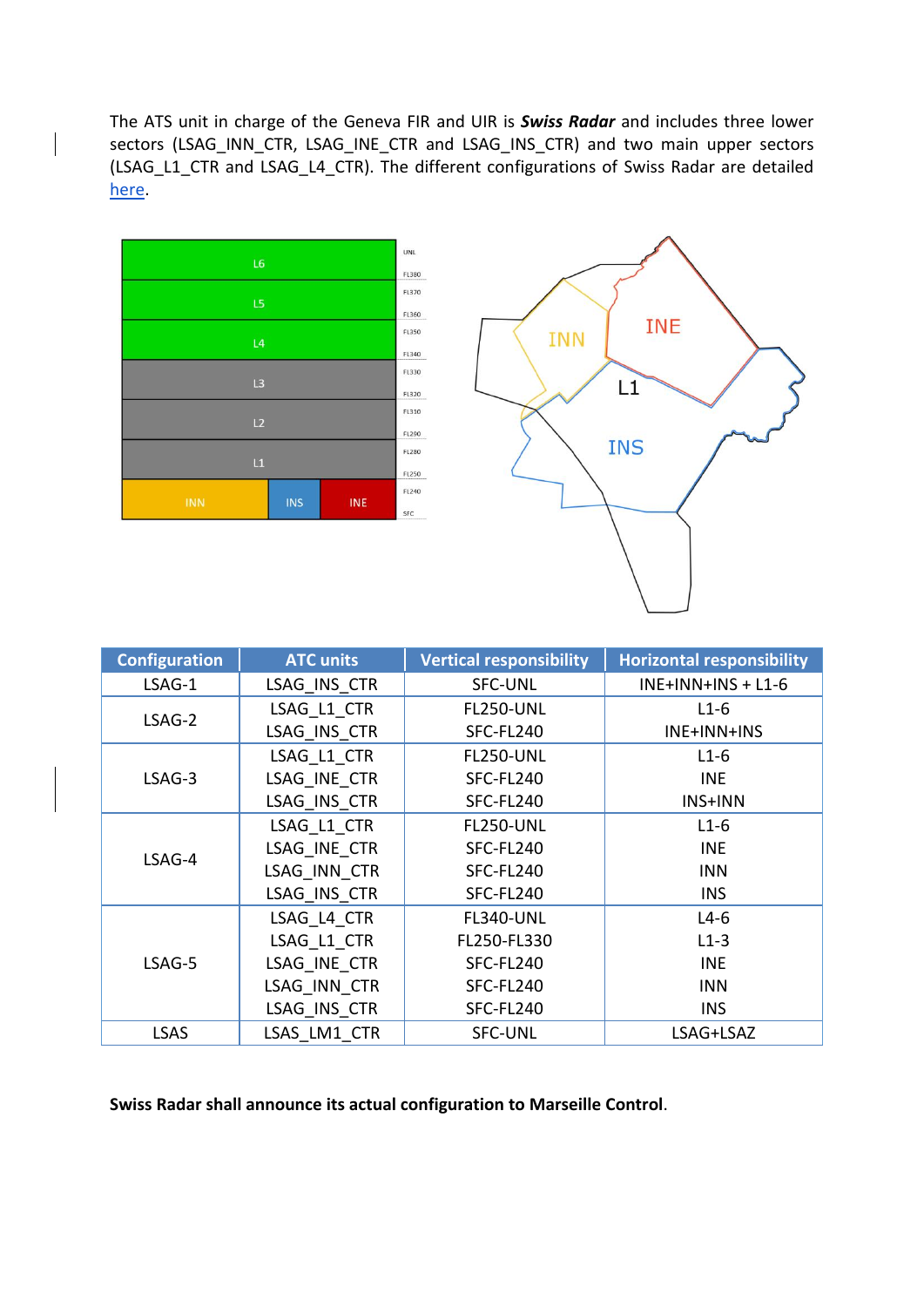The ATS unit in charge of the Geneva FIR and UIR is ***Swiss Radar*** and includes three lower sectors (LSAG_INN_CTR, LSAG_INE_CTR and LSAG_INS_CTR) and two main upper sectors (LSAG_L1_CTR and LSAG_L4_CTR). The different configurations of Swiss Radar are detailed here.

| Configuration | ATC units | Vertical responsibility | Horizontal responsibility |
|---|---|---|---|
| LSAG-1 | LSAG_INS_CTR | SFC-UNL | INE+INN+INS + L1-6 |
| LSAG-2 | LSAG_L1_CTR<br>LSAG_INS_CTR | FL250-UNL<br>SFC-FL240 | L1-6<br>INE+INN+INS |
| LSAG-3 | LSAG_L1_CTR<br>LSAG_INE_CTR<br>LSAG_INS_CTR | FL250-UNL<br>SFC-FL240<br>SFC-FL240 | L1-6<br>INE<br>INS+INN |
| LSAG-4 | LSAG_L1_CTR<br>LSAG_INE_CTR<br>LSAG_INN_CTR<br>LSAG_INS_CTR | FL250-UNL<br>SFC-FL240<br>SFC-FL240<br>SFC-FL240 | L1-6<br>INE<br>INN<br>INS |
| LSAG-5 | LSAG_L4_CTR<br>LSAG_L1_CTR<br>LSAG_INE_CTR<br>LSAG_INN_CTR<br>LSAG_INS_CTR | FL340-UNL<br>FL250-FL330<br>SFC-FL240<br>SFC-FL240<br>SFC-FL240 | L4-6<br>L1-3<br>INE<br>INN<br>INS |
| LSAS | LSAS_LM1_CTR | SFC-UNL | LSAG+LSAZ |

**Swiss Radar shall announce its actual configuration to Marseille Control**.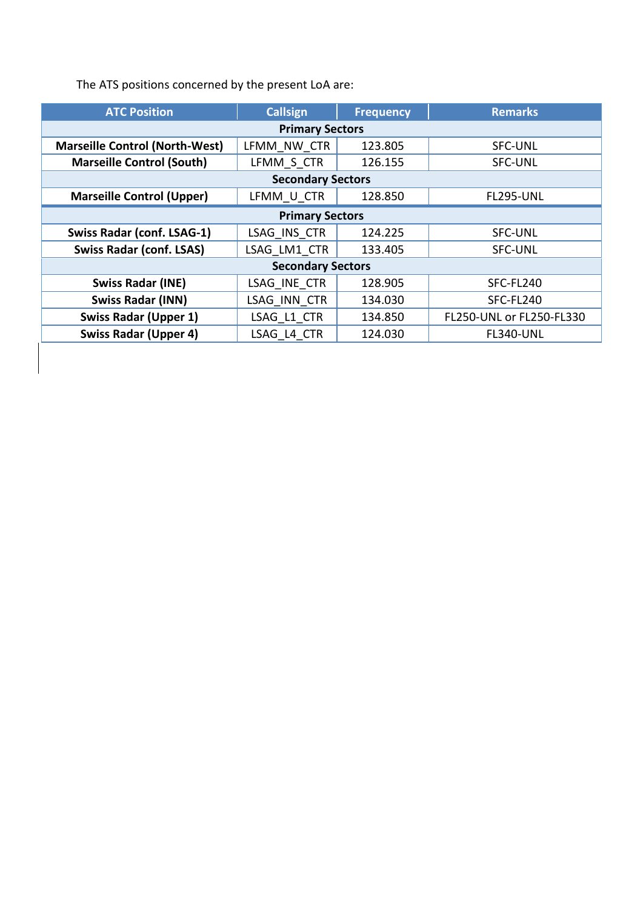The ATS positions concerned by the present LoA are:

| ATC Position | Callsign | Frequency | Remarks |
|---|---|---|---|
| **Primary Sectors** | | | |
| **Marseille Control (North-West)** | LFMM_NW_CTR | 123.805 | SFC-UNL |
| **Marseille Control (South)** | LFMM_S_CTR | 126.155 | SFC-UNL |
| **Secondary Sectors** | | | |
| **Marseille Control (Upper)** | LFMM_U_CTR | 128.850 | FL295-UNL |
| **Primary Sectors** | | | |
| **Swiss Radar (conf. LSAG-1)** | LSAG_INS_CTR | 124.225 | SFC-UNL |
| **Swiss Radar (conf. LSAS)** | LSAG_LM1_CTR | 133.405 | SFC-UNL |
| **Secondary Sectors** | | | |
| **Swiss Radar (INE)** | LSAG_INE_CTR | 128.905 | SFC-FL240 |
| **Swiss Radar (INN)** | LSAG_INN_CTR | 134.030 | SFC-FL240 |
| **Swiss Radar (Upper 1)** | LSAG_L1_CTR | 134.850 | FL250-UNL or FL250-FL330 |
| **Swiss Radar (Upper 4)** | LSAG_L4_CTR | 124.030 | FL340-UNL |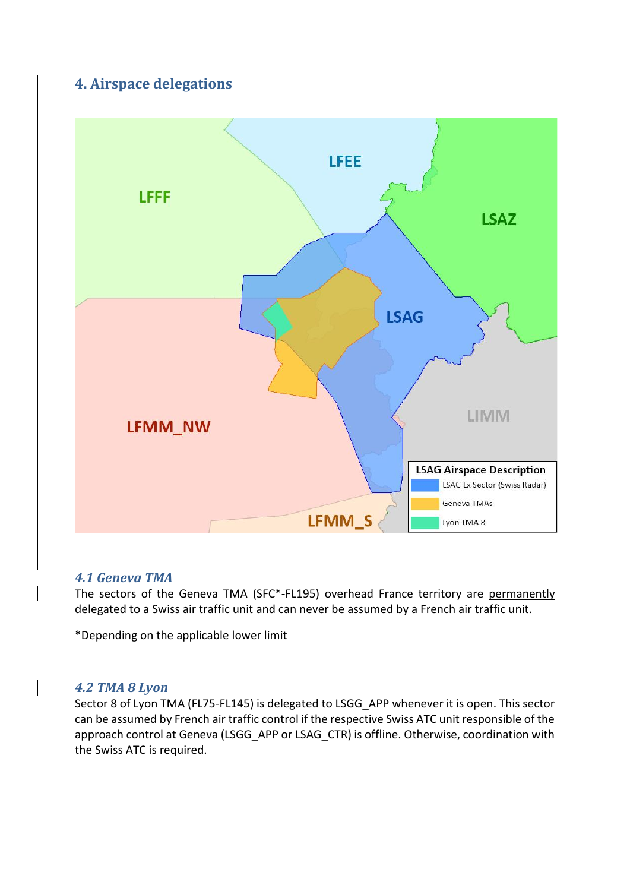## 4. Airspace delegations

### *4.1 Geneva TMA*

The sectors of the Geneva TMA (SFC*-FL195) overhead France territory are permanently delegated to a Swiss air traffic unit and can never be assumed by a French air traffic unit.

*Depending on the applicable lower limit

### *4.2 TMA 8 Lyon*

Sector 8 of Lyon TMA (FL75-FL145) is delegated to LSGG_APP whenever it is open. This sector can be assumed by French air traffic control if the respective Swiss ATC unit responsible of the approach control at Geneva (LSGG_APP or LSAG_CTR) is offline. Otherwise, coordination with the Swiss ATC is required.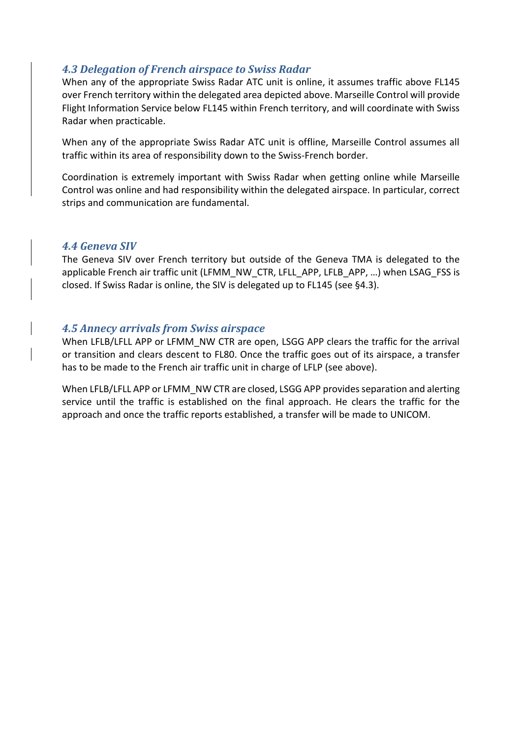### *4.3 Delegation of French airspace to Swiss Radar*

When any of the appropriate Swiss Radar ATC unit is online, it assumes traffic above FL145 over French territory within the delegated area depicted above. Marseille Control will provide Flight Information Service below FL145 within French territory, and will coordinate with Swiss Radar when practicable.

When any of the appropriate Swiss Radar ATC unit is offline, Marseille Control assumes all traffic within its area of responsibility down to the Swiss-French border.

Coordination is extremely important with Swiss Radar when getting online while Marseille Control was online and had responsibility within the delegated airspace. In particular, correct strips and communication are fundamental.

### *4.4 Geneva SIV*

The Geneva SIV over French territory but outside of the Geneva TMA is delegated to the applicable French air traffic unit (LFMM_NW_CTR, LFLL_APP, LFLB_APP, …) when LSAG_FSS is closed. If Swiss Radar is online, the SIV is delegated up to FL145 (see §4.3).

### *4.5 Annecy arrivals from Swiss airspace*

When LFLB/LFLL APP or LFMM_NW CTR are open, LSGG APP clears the traffic for the arrival or transition and clears descent to FL80. Once the traffic goes out of its airspace, a transfer has to be made to the French air traffic unit in charge of LFLP (see above).

When LFLB/LFLL APP or LFMM_NW CTR are closed, LSGG APP provides separation and alerting service until the traffic is established on the final approach. He clears the traffic for the approach and once the traffic reports established, a transfer will be made to UNICOM.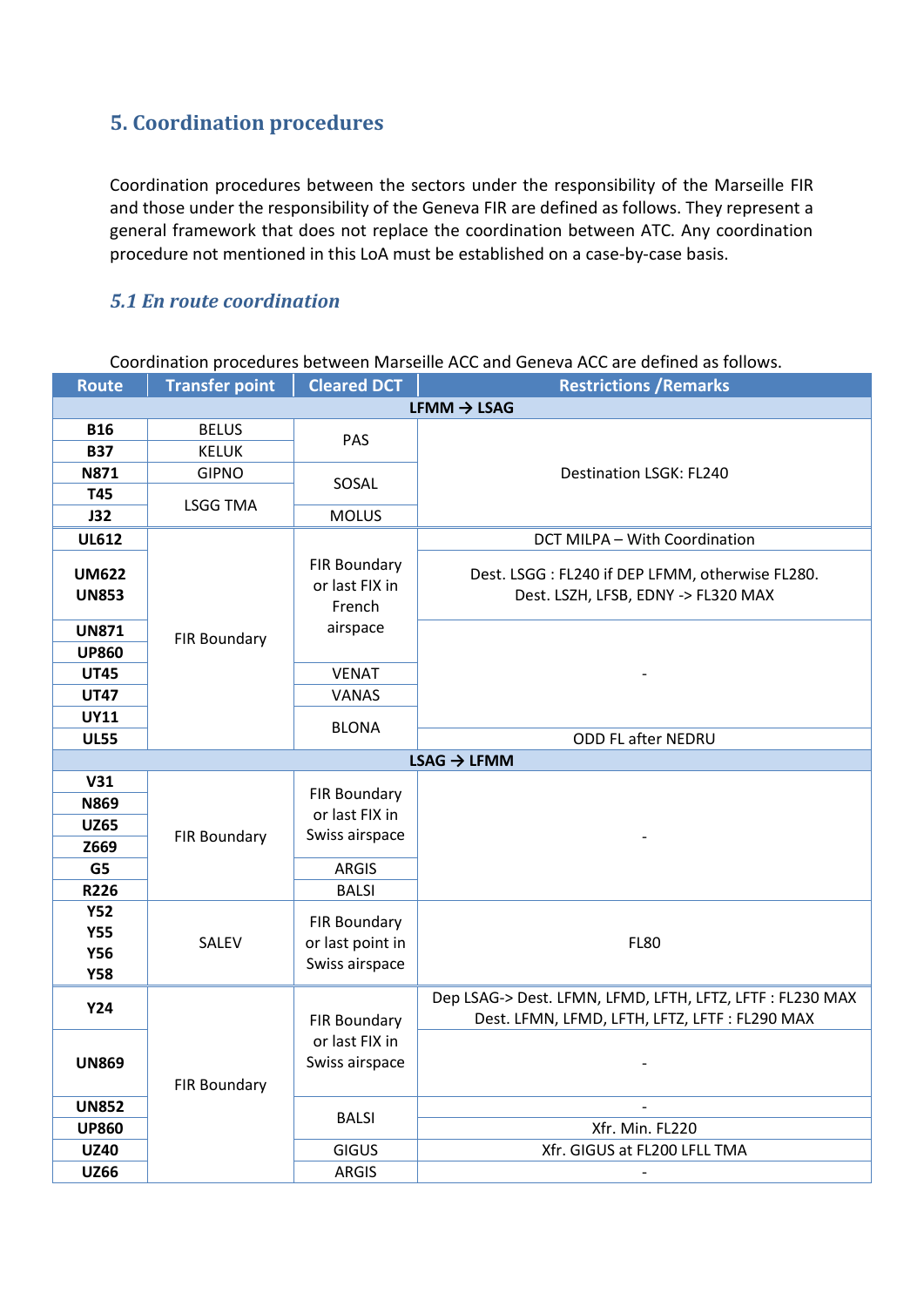## 5. Coordination procedures

Coordination procedures between the sectors under the responsibility of the Marseille FIR and those under the responsibility of the Geneva FIR are defined as follows. They represent a general framework that does not replace the coordination between ATC. Any coordination procedure not mentioned in this LoA must be established on a case-by-case basis.

### *5.1 En route coordination*

Coordination procedures between Marseille ACC and Geneva ACC are defined as follows.

| Route | Transfer point | Cleared DCT | Restrictions /Remarks |
|---|---|---|---|
| **LFMM → LSAG** | | | |
| **B16** | BELUS | PAS | Destination LSGK: FL240 |
| **B37** | KELUK | PAS | Destination LSGK: FL240 |
| **N871** | GIPNO | SOSAL | Destination LSGK: FL240 |
| **T45** | LSGG TMA | SOSAL | Destination LSGK: FL240 |
| **J32** | LSGG TMA | MOLUS | Destination LSGK: FL240 |
| **UL612** | FIR Boundary | FIR Boundary or last FIX in French airspace | DCT MILPA – With Coordination |
| **UM622** **UN853** | FIR Boundary | FIR Boundary or last FIX in French airspace | Dest. LSGG : FL240 if DEP LFMM, otherwise FL280. Dest. LSZH, LFSB, EDNY -> FL320 MAX |
| **UN871** | FIR Boundary | FIR Boundary or last FIX in French airspace | - |
| **UP860** | FIR Boundary | FIR Boundary or last FIX in French airspace | - |
| **UT45** | FIR Boundary | VENAT | - |
| **UT47** | FIR Boundary | VANAS | - |
| **UY11** | FIR Boundary | BLONA | - |
| **UL55** | FIR Boundary | BLONA | ODD FL after NEDRU |
| **LSAG → LFMM** | | | |
| **V31** | FIR Boundary | FIR Boundary or last FIX in Swiss airspace | - |
| **N869** | FIR Boundary | FIR Boundary or last FIX in Swiss airspace | - |
| **UZ65** | FIR Boundary | FIR Boundary or last FIX in Swiss airspace | - |
| **Z669** | FIR Boundary | FIR Boundary or last FIX in Swiss airspace | - |
| **G5** | FIR Boundary | ARGIS | - |
| **R226** | FIR Boundary | BALSI | - |
| **Y52** **Y55** **Y56** **Y58** | SALEV | FIR Boundary or last point in Swiss airspace | FL80 |
| **Y24** | FIR Boundary | FIR Boundary or last FIX in Swiss airspace | Dep LSAG-> Dest. LFMN, LFMD, LFTH, LFTZ, LFTF : FL230 MAX Dest. LFMN, LFMD, LFTH, LFTZ, LFTF : FL290 MAX |
| **UN869** | FIR Boundary | FIR Boundary or last FIX in Swiss airspace | - |
| **UN852** | FIR Boundary | BALSI | - |
| **UP860** | FIR Boundary | BALSI | Xfr. Min. FL220 |
| **UZ40** | FIR Boundary | GIGUS | Xfr. GIGUS at FL200 LFLL TMA |
| **UZ66** | FIR Boundary | ARGIS | - |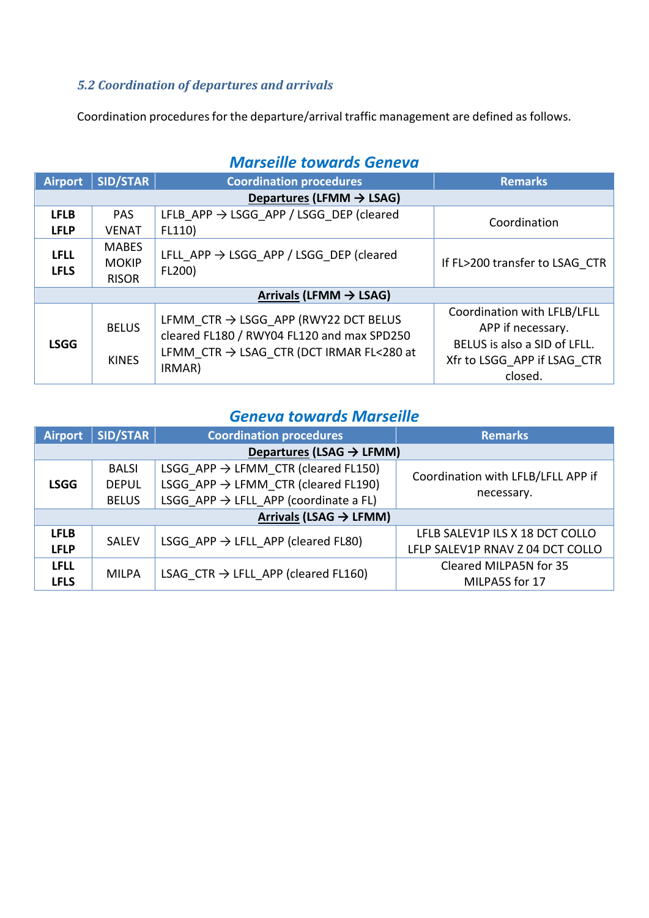### *5.2 Coordination of departures and arrivals*

Coordination procedures for the departure/arrival traffic management are defined as follows.

## *Marseille towards Geneva*

| Airport | SID/STAR | Coordination procedures | Remarks |
|---|---|---|---|
| | | **Departures (LFMM → LSAG)** | |
| **LFLB**<br>**LFLP** | PAS<br>VENAT | LFLB_APP → LSGG_APP / LSGG_DEP (cleared FL110) | Coordination |
| **LFLL**<br>**LFLS** | MABES<br>MOKIP<br>RISOR | LFLL_APP → LSGG_APP / LSGG_DEP (cleared FL200) | If FL>200 transfer to LSAG_CTR |
| | | **Arrivals (LFMM → LSAG)** | |
| **LSGG** | BELUS<br><br>KINES | LFMM_CTR → LSGG_APP (RWY22 DCT BELUS cleared FL180 / RWY04 FL120 and max SPD250<br>LFMM_CTR → LSAG_CTR (DCT IRMAR FL<280 at IRMAR) | Coordination with LFLB/LFLL APP if necessary.<br>BELUS is also a SID of LFLL.<br>Xfr to LSGG_APP if LSAG_CTR closed. |

## *Geneva towards Marseille*

| Airport | SID/STAR | Coordination procedures | Remarks |
|---|---|---|---|
| | | **Departures (LSAG → LFMM)** | |
| **LSGG** | BALSI<br>DEPUL<br>BELUS | LSGG_APP → LFMM_CTR (cleared FL150)<br>LSGG_APP → LFMM_CTR (cleared FL190)<br>LSGG_APP → LFLL_APP (coordinate a FL) | Coordination with LFLB/LFLL APP if necessary. |
| | | **Arrivals (LSAG → LFMM)** | |
| **LFLB**<br>**LFLP** | SALEV | LSGG_APP → LFLL_APP (cleared FL80) | LFLB SALEV1P ILS X 18 DCT COLLO<br>LFLP SALEV1P RNAV Z 04 DCT COLLO |
| **LFLL**<br>**LFLS** | MILPA | LSAG_CTR → LFLL_APP (cleared FL160) | Cleared MILPA5N for 35<br>MILPA5S for 17 |